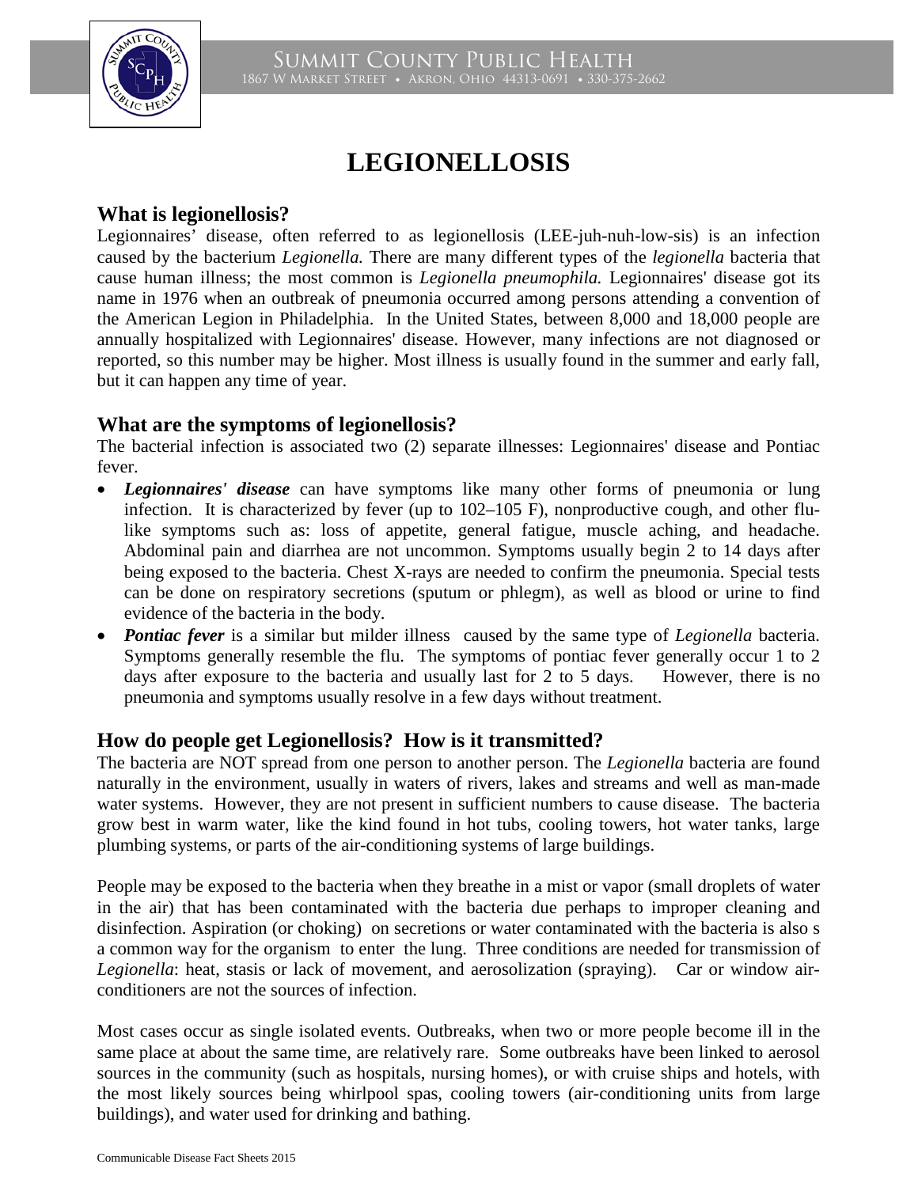# LEGIONELLOSIS

## What is legionellosis?

Legionnaires' disease, often referred to as legionellosis (LEE-juh-nuh-low-sis) is an infection caused by the bacterium *Legionella.* There are many different types of the *legionella* bacteria that cause human illness; the most common is *Legionella pneumophila.* Legionnaires' disease got its name in 1976 when an outbreak of pneumonia occurred among persons attending a convention of the American Legion in Philadelphia. In the United States, between 8,000 and 18,000 people are annually hospitalized with Legionnaires' disease. However, many infections are not diagnosed or reported, so this number may be higher. Most illness is usually found in the summer and early fall, but it can happen any time of year.

## What are the symptoms of legionellosis?

The bacterial infection is associated two (2) separate illnesses: Legionnaires' disease and Pontiac fever.

- ***Legionnaires' disease*** can have symptoms like many other forms of pneumonia or lung infection. It is characterized by fever (up to 102–105 F), nonproductive cough, and other flu-like symptoms such as: loss of appetite, general fatigue, muscle aching, and headache. Abdominal pain and diarrhea are not uncommon. Symptoms usually begin 2 to 14 days after being exposed to the bacteria. Chest X-rays are needed to confirm the pneumonia. Special tests can be done on respiratory secretions (sputum or phlegm), as well as blood or urine to find evidence of the bacteria in the body.
- ***Pontiac fever*** is a similar but milder illness caused by the same type of *Legionella* bacteria. Symptoms generally resemble the flu. The symptoms of pontiac fever generally occur 1 to 2 days after exposure to the bacteria and usually last for 2 to 5 days. However, there is no pneumonia and symptoms usually resolve in a few days without treatment.

## How do people get Legionellosis? How is it transmitted?

The bacteria are NOT spread from one person to another person. The *Legionella* bacteria are found naturally in the environment, usually in waters of rivers, lakes and streams and well as man-made water systems. However, they are not present in sufficient numbers to cause disease. The bacteria grow best in warm water, like the kind found in hot tubs, cooling towers, hot water tanks, large plumbing systems, or parts of the air-conditioning systems of large buildings.

People may be exposed to the bacteria when they breathe in a mist or vapor (small droplets of water in the air) that has been contaminated with the bacteria due perhaps to improper cleaning and disinfection. Aspiration (or choking) on secretions or water contaminated with the bacteria is also s a common way for the organism to enter the lung. Three conditions are needed for transmission of *Legionella*: heat, stasis or lack of movement, and aerosolization (spraying). Car or window air-conditioners are not the sources of infection.

Most cases occur as single isolated events. Outbreaks, when two or more people become ill in the same place at about the same time, are relatively rare. Some outbreaks have been linked to aerosol sources in the community (such as hospitals, nursing homes), or with cruise ships and hotels, with the most likely sources being whirlpool spas, cooling towers (air-conditioning units from large buildings), and water used for drinking and bathing.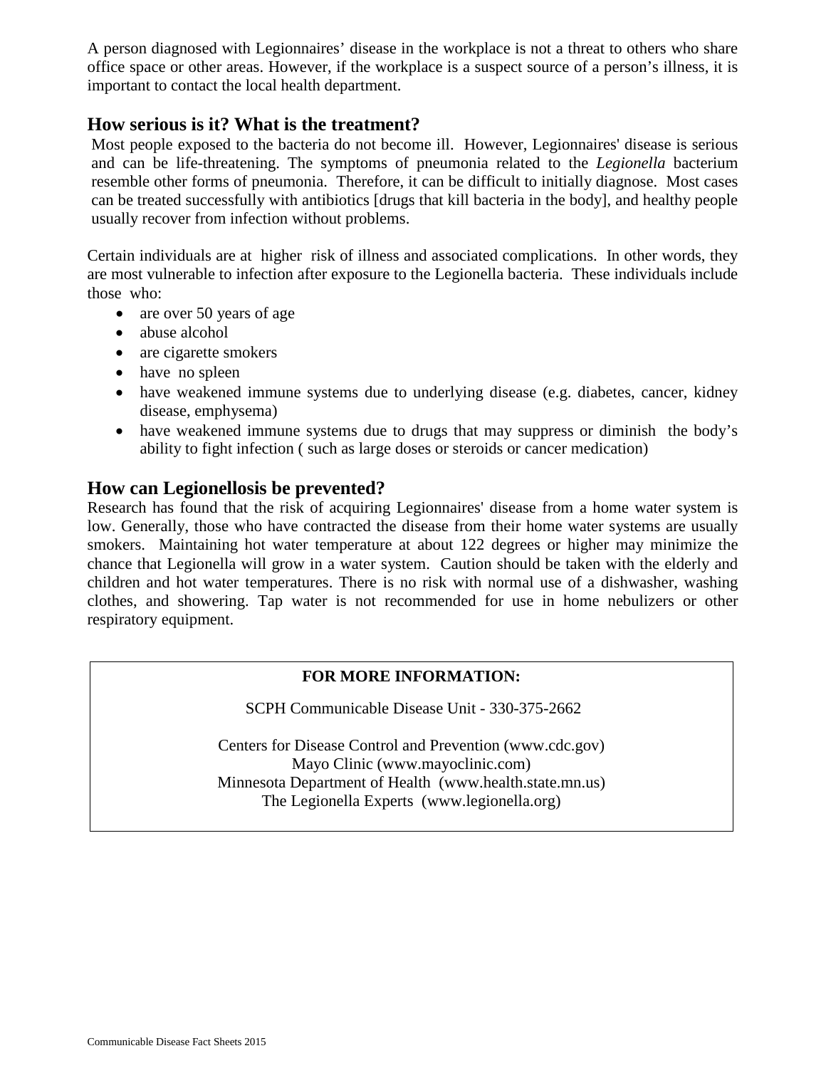A person diagnosed with Legionnaires' disease in the workplace is not a threat to others who share office space or other areas. However, if the workplace is a suspect source of a person's illness, it is important to contact the local health department.

## How serious is it? What is the treatment?

Most people exposed to the bacteria do not become ill. However, Legionnaires' disease is serious and can be life-threatening. The symptoms of pneumonia related to the *Legionella* bacterium resemble other forms of pneumonia. Therefore, it can be difficult to initially diagnose. Most cases can be treated successfully with antibiotics [drugs that kill bacteria in the body], and healthy people usually recover from infection without problems.

Certain individuals are at higher risk of illness and associated complications. In other words, they are most vulnerable to infection after exposure to the Legionella bacteria. These individuals include those who:

- are over 50 years of age
- abuse alcohol
- are cigarette smokers
- have no spleen
- have weakened immune systems due to underlying disease (e.g. diabetes, cancer, kidney disease, emphysema)
- have weakened immune systems due to drugs that may suppress or diminish the body's ability to fight infection ( such as large doses or steroids or cancer medication)

## How can Legionellosis be prevented?

Research has found that the risk of acquiring Legionnaires' disease from a home water system is low. Generally, those who have contracted the disease from their home water systems are usually smokers. Maintaining hot water temperature at about 122 degrees or higher may minimize the chance that Legionella will grow in a water system. Caution should be taken with the elderly and children and hot water temperatures. There is no risk with normal use of a dishwasher, washing clothes, and showering. Tap water is not recommended for use in home nebulizers or other respiratory equipment.

**FOR MORE INFORMATION:**

SCPH Communicable Disease Unit - 330-375-2662

Centers for Disease Control and Prevention (www.cdc.gov)
Mayo Clinic (www.mayoclinic.com)
Minnesota Department of Health (www.health.state.mn.us)
The Legionella Experts (www.legionella.org)